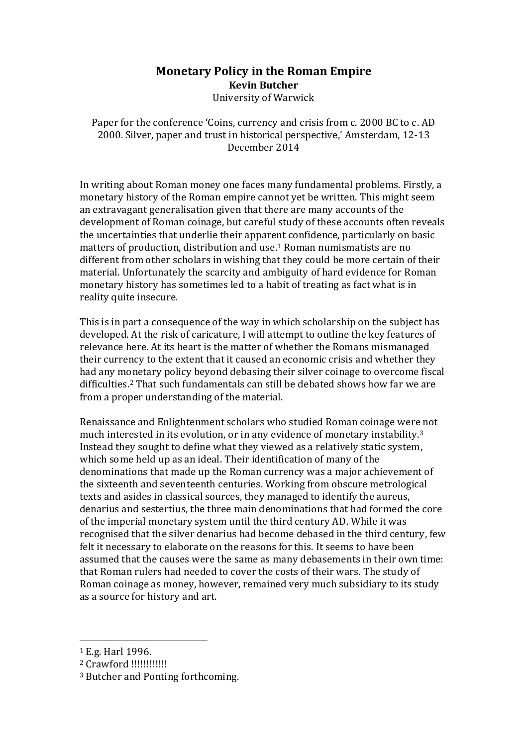# Monetary Policy in the Roman Empire

**Kevin Butcher**

University of Warwick

Paper for the conference 'Coins, currency and crisis from c. 2000 BC to c. AD 2000. Silver, paper and trust in historical perspective,' Amsterdam, 12-13 December 2014

In writing about Roman money one faces many fundamental problems. Firstly, a monetary history of the Roman empire cannot yet be written. This might seem an extravagant generalisation given that there are many accounts of the development of Roman coinage, but careful study of these accounts often reveals the uncertainties that underlie their apparent confidence, particularly on basic matters of production, distribution and use.[1] Roman numismatists are no different from other scholars in wishing that they could be more certain of their material. Unfortunately the scarcity and ambiguity of hard evidence for Roman monetary history has sometimes led to a habit of treating as fact what is in reality quite insecure.

This is in part a consequence of the way in which scholarship on the subject has developed. At the risk of caricature, I will attempt to outline the key features of relevance here. At its heart is the matter of whether the Romans mismanaged their currency to the extent that it caused an economic crisis and whether they had any monetary policy beyond debasing their silver coinage to overcome fiscal difficulties.[2] That such fundamentals can still be debated shows how far we are from a proper understanding of the material.

Renaissance and Enlightenment scholars who studied Roman coinage were not much interested in its evolution, or in any evidence of monetary instability.[3] Instead they sought to define what they viewed as a relatively static system, which some held up as an ideal. Their identification of many of the denominations that made up the Roman currency was a major achievement of the sixteenth and seventeenth centuries. Working from obscure metrological texts and asides in classical sources, they managed to identify the aureus, denarius and sestertius, the three main denominations that had formed the core of the imperial monetary system until the third century AD. While it was recognised that the silver denarius had become debased in the third century, few felt it necessary to elaborate on the reasons for this. It seems to have been assumed that the causes were the same as many debasements in their own time: that Roman rulers had needed to cover the costs of their wars. The study of Roman coinage as money, however, remained very much subsidiary to its study as a source for history and art.

---

[1] E.g. Harl 1996.

[2] Crawford !!!!!!!!!!!

[3] Butcher and Ponting forthcoming.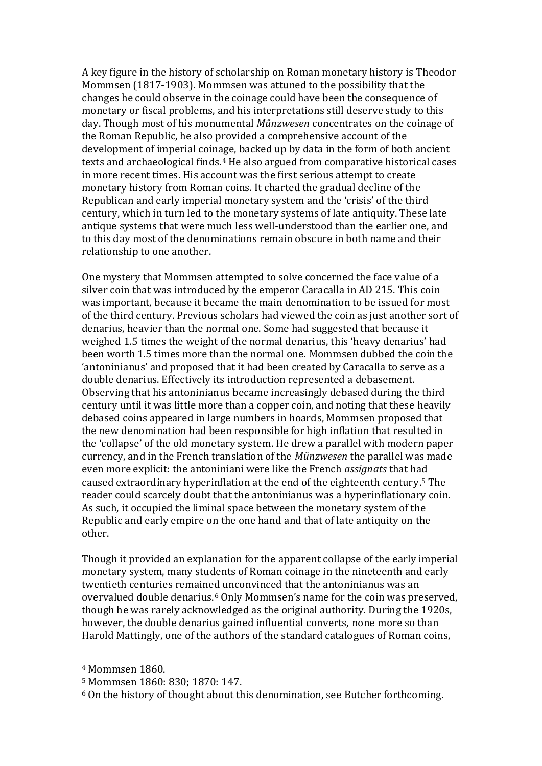A key figure in the history of scholarship on Roman monetary history is Theodor Mommsen (1817-1903). Mommsen was attuned to the possibility that the changes he could observe in the coinage could have been the consequence of monetary or fiscal problems, and his interpretations still deserve study to this day. Though most of his monumental *Münzwesen* concentrates on the coinage of the Roman Republic, he also provided a comprehensive account of the development of imperial coinage, backed up by data in the form of both ancient texts and archaeological finds.[4] He also argued from comparative historical cases in more recent times. His account was the first serious attempt to create monetary history from Roman coins. It charted the gradual decline of the Republican and early imperial monetary system and the 'crisis' of the third century, which in turn led to the monetary systems of late antiquity. These late antique systems that were much less well-understood than the earlier one, and to this day most of the denominations remain obscure in both name and their relationship to one another.

One mystery that Mommsen attempted to solve concerned the face value of a silver coin that was introduced by the emperor Caracalla in AD 215. This coin was important, because it became the main denomination to be issued for most of the third century. Previous scholars had viewed the coin as just another sort of denarius, heavier than the normal one. Some had suggested that because it weighed 1.5 times the weight of the normal denarius, this 'heavy denarius' had been worth 1.5 times more than the normal one. Mommsen dubbed the coin the 'antoninianus' and proposed that it had been created by Caracalla to serve as a double denarius. Effectively its introduction represented a debasement. Observing that his antoninianus became increasingly debased during the third century until it was little more than a copper coin, and noting that these heavily debased coins appeared in large numbers in hoards, Mommsen proposed that the new denomination had been responsible for high inflation that resulted in the 'collapse' of the old monetary system. He drew a parallel with modern paper currency, and in the French translation of the *Münzwesen* the parallel was made even more explicit: the antoniniani were like the French *assignats* that had caused extraordinary hyperinflation at the end of the eighteenth century.[5] The reader could scarcely doubt that the antoninianus was a hyperinflationary coin. As such, it occupied the liminal space between the monetary system of the Republic and early empire on the one hand and that of late antiquity on the other.

Though it provided an explanation for the apparent collapse of the early imperial monetary system, many students of Roman coinage in the nineteenth and early twentieth centuries remained unconvinced that the antoninianus was an overvalued double denarius.[6] Only Mommsen's name for the coin was preserved, though he was rarely acknowledged as the original authority. During the 1920s, however, the double denarius gained influential converts, none more so than Harold Mattingly, one of the authors of the standard catalogues of Roman coins,

---

[4] Mommsen 1860.

[5] Mommsen 1860: 830; 1870: 147.

[6] On the history of thought about this denomination, see Butcher forthcoming.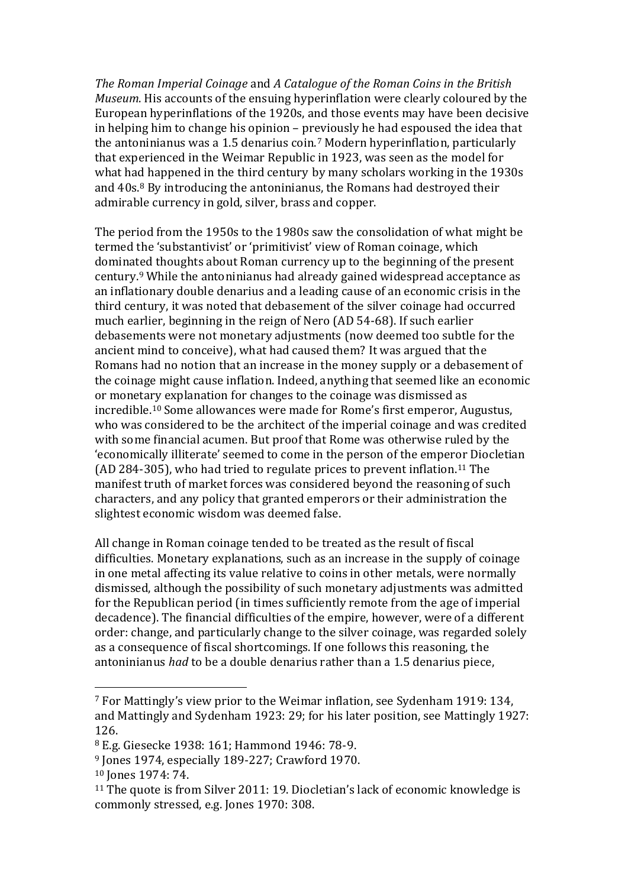*The Roman Imperial Coinage* and *A Catalogue of the Roman Coins in the British Museum*. His accounts of the ensuing hyperinflation were clearly coloured by the European hyperinflations of the 1920s, and those events may have been decisive in helping him to change his opinion – previously he had espoused the idea that the antoninianus was a 1.5 denarius coin.[7] Modern hyperinflation, particularly that experienced in the Weimar Republic in 1923, was seen as the model for what had happened in the third century by many scholars working in the 1930s and 40s.[8] By introducing the antoninianus, the Romans had destroyed their admirable currency in gold, silver, brass and copper.

The period from the 1950s to the 1980s saw the consolidation of what might be termed the 'substantivist' or 'primitivist' view of Roman coinage, which dominated thoughts about Roman currency up to the beginning of the present century.[9] While the antoninianus had already gained widespread acceptance as an inflationary double denarius and a leading cause of an economic crisis in the third century, it was noted that debasement of the silver coinage had occurred much earlier, beginning in the reign of Nero (AD 54-68). If such earlier debasements were not monetary adjustments (now deemed too subtle for the ancient mind to conceive), what had caused them? It was argued that the Romans had no notion that an increase in the money supply or a debasement of the coinage might cause inflation. Indeed, anything that seemed like an economic or monetary explanation for changes to the coinage was dismissed as incredible.[10] Some allowances were made for Rome's first emperor, Augustus, who was considered to be the architect of the imperial coinage and was credited with some financial acumen. But proof that Rome was otherwise ruled by the 'economically illiterate' seemed to come in the person of the emperor Diocletian (AD 284-305), who had tried to regulate prices to prevent inflation.[11] The manifest truth of market forces was considered beyond the reasoning of such characters, and any policy that granted emperors or their administration the slightest economic wisdom was deemed false.

All change in Roman coinage tended to be treated as the result of fiscal difficulties. Monetary explanations, such as an increase in the supply of coinage in one metal affecting its value relative to coins in other metals, were normally dismissed, although the possibility of such monetary adjustments was admitted for the Republican period (in times sufficiently remote from the age of imperial decadence). The financial difficulties of the empire, however, were of a different order: change, and particularly change to the silver coinage, was regarded solely as a consequence of fiscal shortcomings. If one follows this reasoning, the antoninianus *had* to be a double denarius rather than a 1.5 denarius piece,

---

[7] For Mattingly's view prior to the Weimar inflation, see Sydenham 1919: 134, and Mattingly and Sydenham 1923: 29; for his later position, see Mattingly 1927: 126.

[8] E.g. Giesecke 1938: 161; Hammond 1946: 78-9.

[9] Jones 1974, especially 189-227; Crawford 1970.

[10] Jones 1974: 74.

[11] The quote is from Silver 2011: 19. Diocletian's lack of economic knowledge is commonly stressed, e.g. Jones 1970: 308.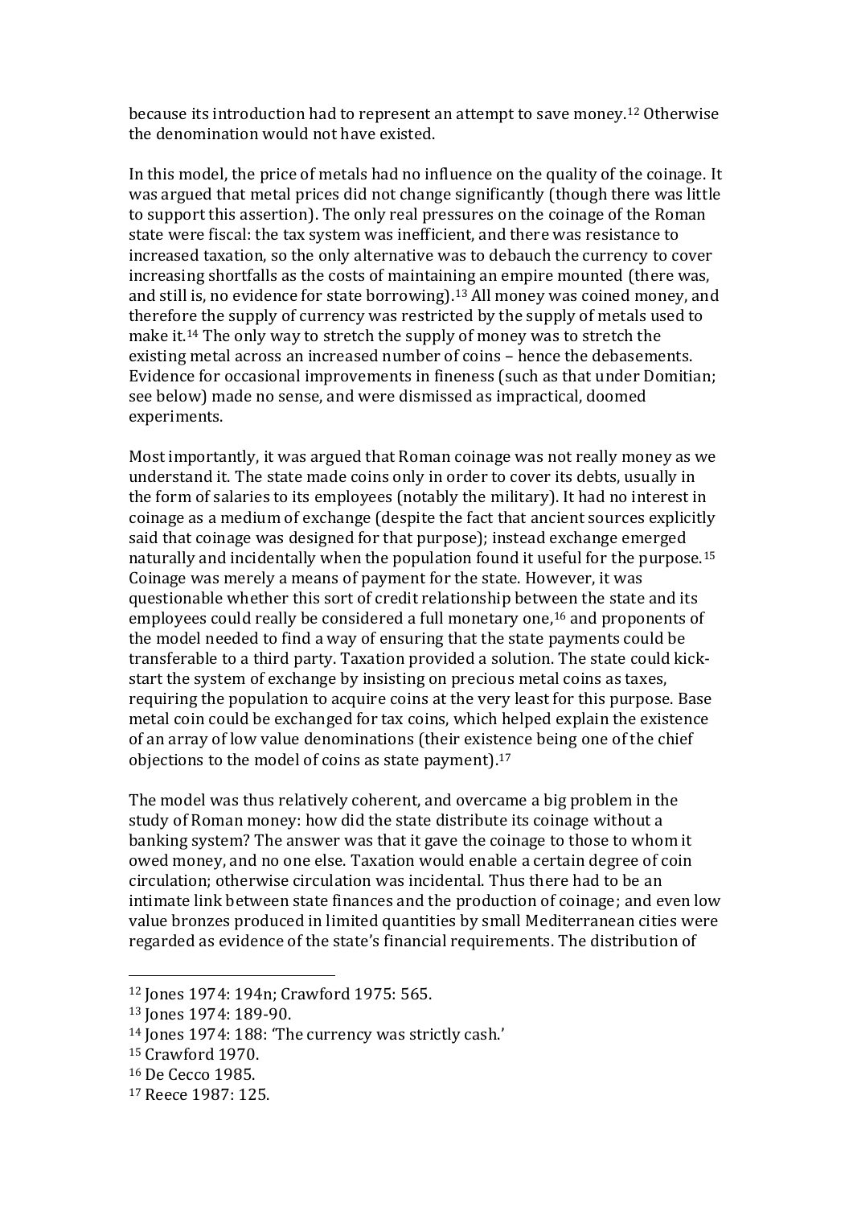because its introduction had to represent an attempt to save money.[12] Otherwise the denomination would not have existed.

In this model, the price of metals had no influence on the quality of the coinage. It was argued that metal prices did not change significantly (though there was little to support this assertion). The only real pressures on the coinage of the Roman state were fiscal: the tax system was inefficient, and there was resistance to increased taxation, so the only alternative was to debauch the currency to cover increasing shortfalls as the costs of maintaining an empire mounted (there was, and still is, no evidence for state borrowing).[13] All money was coined money, and therefore the supply of currency was restricted by the supply of metals used to make it.[14] The only way to stretch the supply of money was to stretch the existing metal across an increased number of coins – hence the debasements. Evidence for occasional improvements in fineness (such as that under Domitian; see below) made no sense, and were dismissed as impractical, doomed experiments.

Most importantly, it was argued that Roman coinage was not really money as we understand it. The state made coins only in order to cover its debts, usually in the form of salaries to its employees (notably the military). It had no interest in coinage as a medium of exchange (despite the fact that ancient sources explicitly said that coinage was designed for that purpose); instead exchange emerged naturally and incidentally when the population found it useful for the purpose.[15] Coinage was merely a means of payment for the state. However, it was questionable whether this sort of credit relationship between the state and its employees could really be considered a full monetary one,[16] and proponents of the model needed to find a way of ensuring that the state payments could be transferable to a third party. Taxation provided a solution. The state could kick-start the system of exchange by insisting on precious metal coins as taxes, requiring the population to acquire coins at the very least for this purpose. Base metal coin could be exchanged for tax coins, which helped explain the existence of an array of low value denominations (their existence being one of the chief objections to the model of coins as state payment).[17]

The model was thus relatively coherent, and overcame a big problem in the study of Roman money: how did the state distribute its coinage without a banking system? The answer was that it gave the coinage to those to whom it owed money, and no one else. Taxation would enable a certain degree of coin circulation; otherwise circulation was incidental. Thus there had to be an intimate link between state finances and the production of coinage; and even low value bronzes produced in limited quantities by small Mediterranean cities were regarded as evidence of the state's financial requirements. The distribution of

---

[12] Jones 1974: 194n; Crawford 1975: 565.

[13] Jones 1974: 189-90.

[14] Jones 1974: 188: 'The currency was strictly cash.'

[15] Crawford 1970.

[16] De Cecco 1985.

[17] Reece 1987: 125.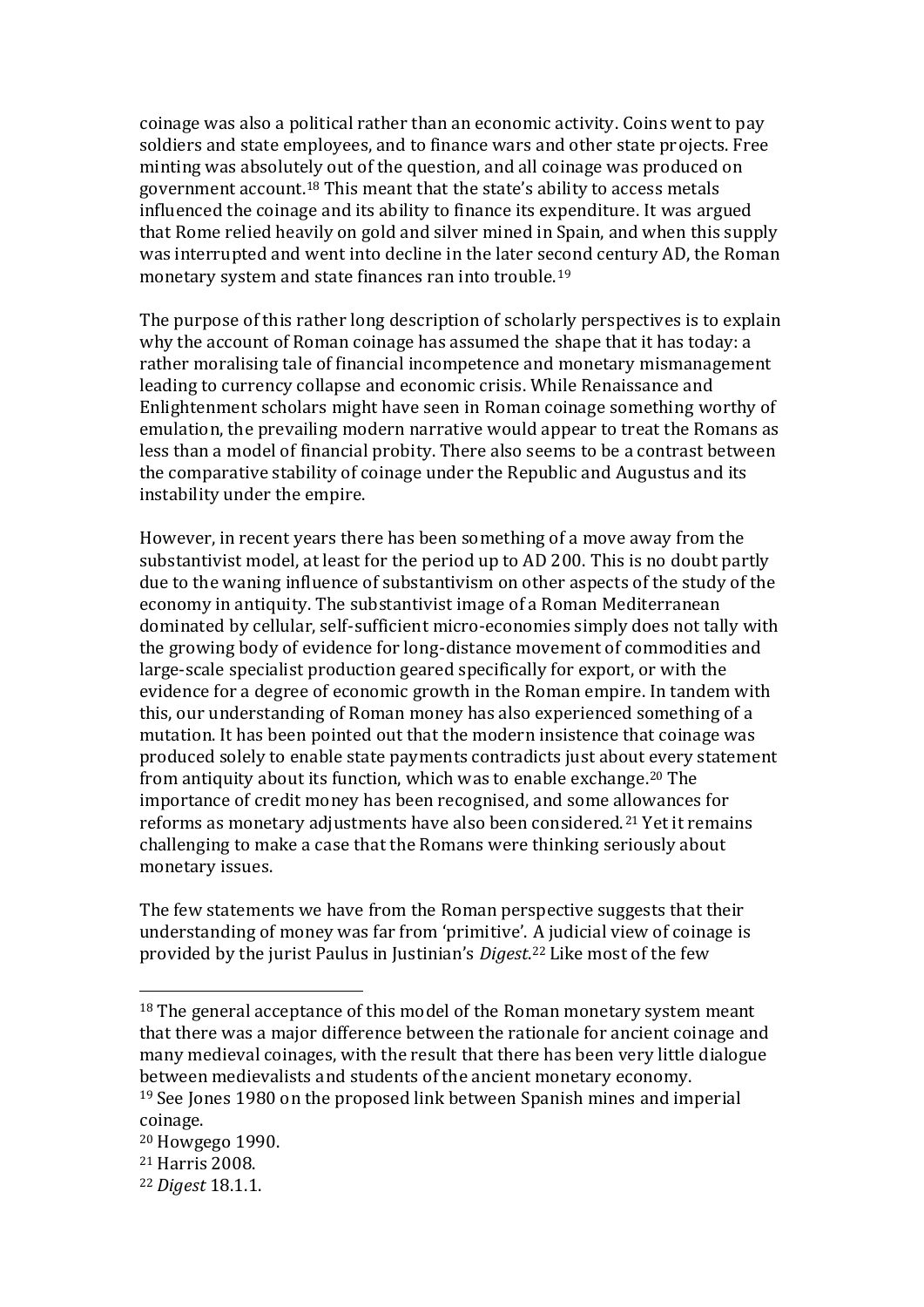coinage was also a political rather than an economic activity. Coins went to pay soldiers and state employees, and to finance wars and other state projects. Free minting was absolutely out of the question, and all coinage was produced on government account.[18] This meant that the state's ability to access metals influenced the coinage and its ability to finance its expenditure. It was argued that Rome relied heavily on gold and silver mined in Spain, and when this supply was interrupted and went into decline in the later second century AD, the Roman monetary system and state finances ran into trouble.[19]

The purpose of this rather long description of scholarly perspectives is to explain why the account of Roman coinage has assumed the shape that it has today: a rather moralising tale of financial incompetence and monetary mismanagement leading to currency collapse and economic crisis. While Renaissance and Enlightenment scholars might have seen in Roman coinage something worthy of emulation, the prevailing modern narrative would appear to treat the Romans as less than a model of financial probity. There also seems to be a contrast between the comparative stability of coinage under the Republic and Augustus and its instability under the empire.

However, in recent years there has been something of a move away from the substantivist model, at least for the period up to AD 200. This is no doubt partly due to the waning influence of substantivism on other aspects of the study of the economy in antiquity. The substantivist image of a Roman Mediterranean dominated by cellular, self-sufficient micro-economies simply does not tally with the growing body of evidence for long-distance movement of commodities and large-scale specialist production geared specifically for export, or with the evidence for a degree of economic growth in the Roman empire. In tandem with this, our understanding of Roman money has also experienced something of a mutation. It has been pointed out that the modern insistence that coinage was produced solely to enable state payments contradicts just about every statement from antiquity about its function, which was to enable exchange.[20] The importance of credit money has been recognised, and some allowances for reforms as monetary adjustments have also been considered.[21] Yet it remains challenging to make a case that the Romans were thinking seriously about monetary issues.

The few statements we have from the Roman perspective suggests that their understanding of money was far from 'primitive'. A judicial view of coinage is provided by the jurist Paulus in Justinian's *Digest*.[22] Like most of the few

---

[18] The general acceptance of this model of the Roman monetary system meant that there was a major difference between the rationale for ancient coinage and many medieval coinages, with the result that there has been very little dialogue between medievalists and students of the ancient monetary economy.

[19] See Jones 1980 on the proposed link between Spanish mines and imperial coinage.

[20] Howgego 1990.

[21] Harris 2008.

[22] *Digest* 18.1.1.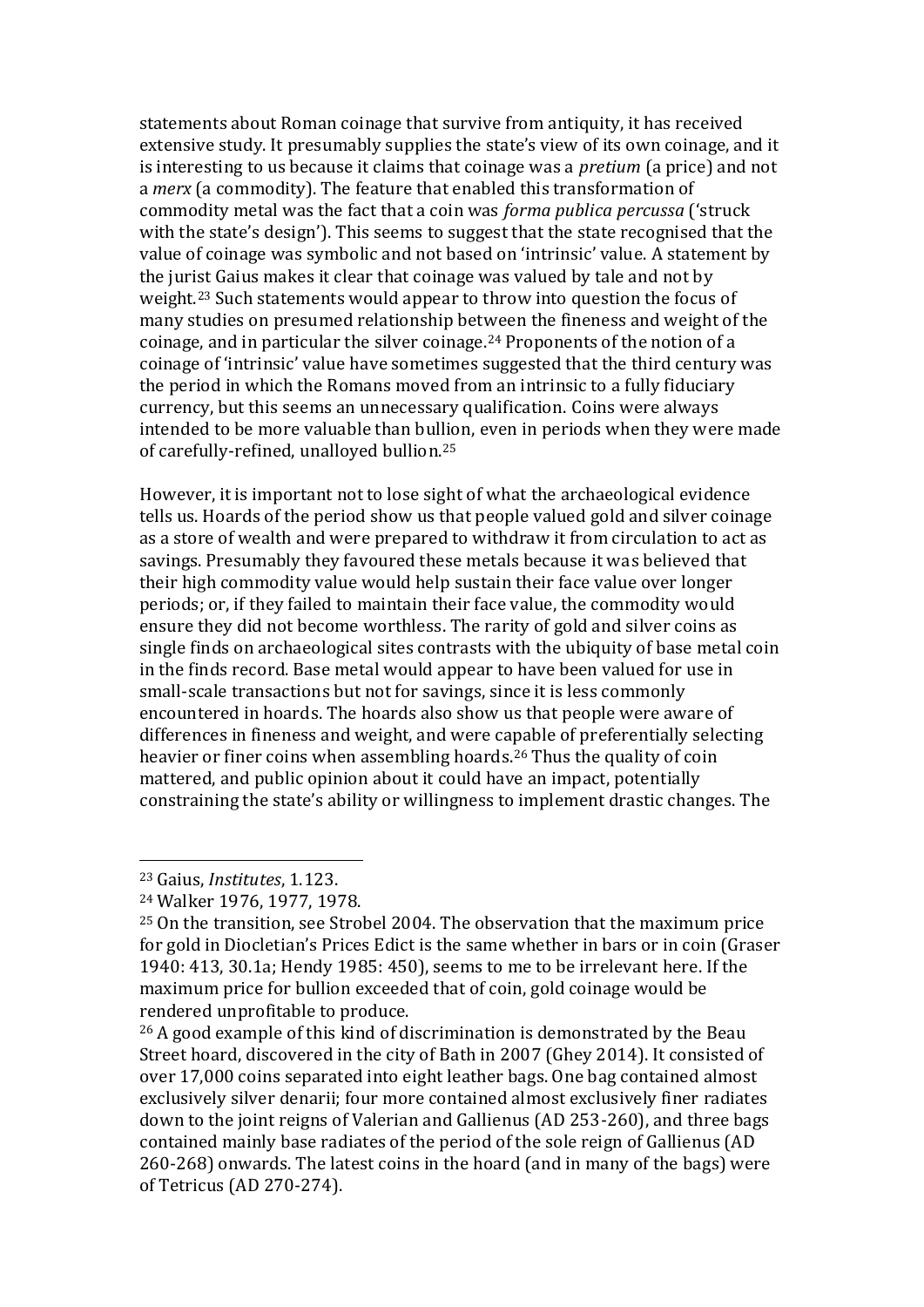statements about Roman coinage that survive from antiquity, it has received extensive study. It presumably supplies the state's view of its own coinage, and it is interesting to us because it claims that coinage was a *pretium* (a price) and not a *merx* (a commodity). The feature that enabled this transformation of commodity metal was the fact that a coin was *forma publica percussa* ('struck with the state's design'). This seems to suggest that the state recognised that the value of coinage was symbolic and not based on 'intrinsic' value. A statement by the jurist Gaius makes it clear that coinage was valued by tale and not by weight.[23] Such statements would appear to throw into question the focus of many studies on presumed relationship between the fineness and weight of the coinage, and in particular the silver coinage.[24] Proponents of the notion of a coinage of 'intrinsic' value have sometimes suggested that the third century was the period in which the Romans moved from an intrinsic to a fully fiduciary currency, but this seems an unnecessary qualification. Coins were always intended to be more valuable than bullion, even in periods when they were made of carefully-refined, unalloyed bullion.[25]

However, it is important not to lose sight of what the archaeological evidence tells us. Hoards of the period show us that people valued gold and silver coinage as a store of wealth and were prepared to withdraw it from circulation to act as savings. Presumably they favoured these metals because it was believed that their high commodity value would help sustain their face value over longer periods; or, if they failed to maintain their face value, the commodity would ensure they did not become worthless. The rarity of gold and silver coins as single finds on archaeological sites contrasts with the ubiquity of base metal coin in the finds record. Base metal would appear to have been valued for use in small-scale transactions but not for savings, since it is less commonly encountered in hoards. The hoards also show us that people were aware of differences in fineness and weight, and were capable of preferentially selecting heavier or finer coins when assembling hoards.[26] Thus the quality of coin mattered, and public opinion about it could have an impact, potentially constraining the state's ability or willingness to implement drastic changes. The

---

[23] Gaius, *Institutes*, 1.123.

[24] Walker 1976, 1977, 1978.

[25] On the transition, see Strobel 2004. The observation that the maximum price for gold in Diocletian's Prices Edict is the same whether in bars or in coin (Graser 1940: 413, 30.1a; Hendy 1985: 450), seems to me to be irrelevant here. If the maximum price for bullion exceeded that of coin, gold coinage would be rendered unprofitable to produce.

[26] A good example of this kind of discrimination is demonstrated by the Beau Street hoard, discovered in the city of Bath in 2007 (Ghey 2014). It consisted of over 17,000 coins separated into eight leather bags. One bag contained almost exclusively silver denarii; four more contained almost exclusively finer radiates down to the joint reigns of Valerian and Gallienus (AD 253-260), and three bags contained mainly base radiates of the period of the sole reign of Gallienus (AD 260-268) onwards. The latest coins in the hoard (and in many of the bags) were of Tetricus (AD 270-274).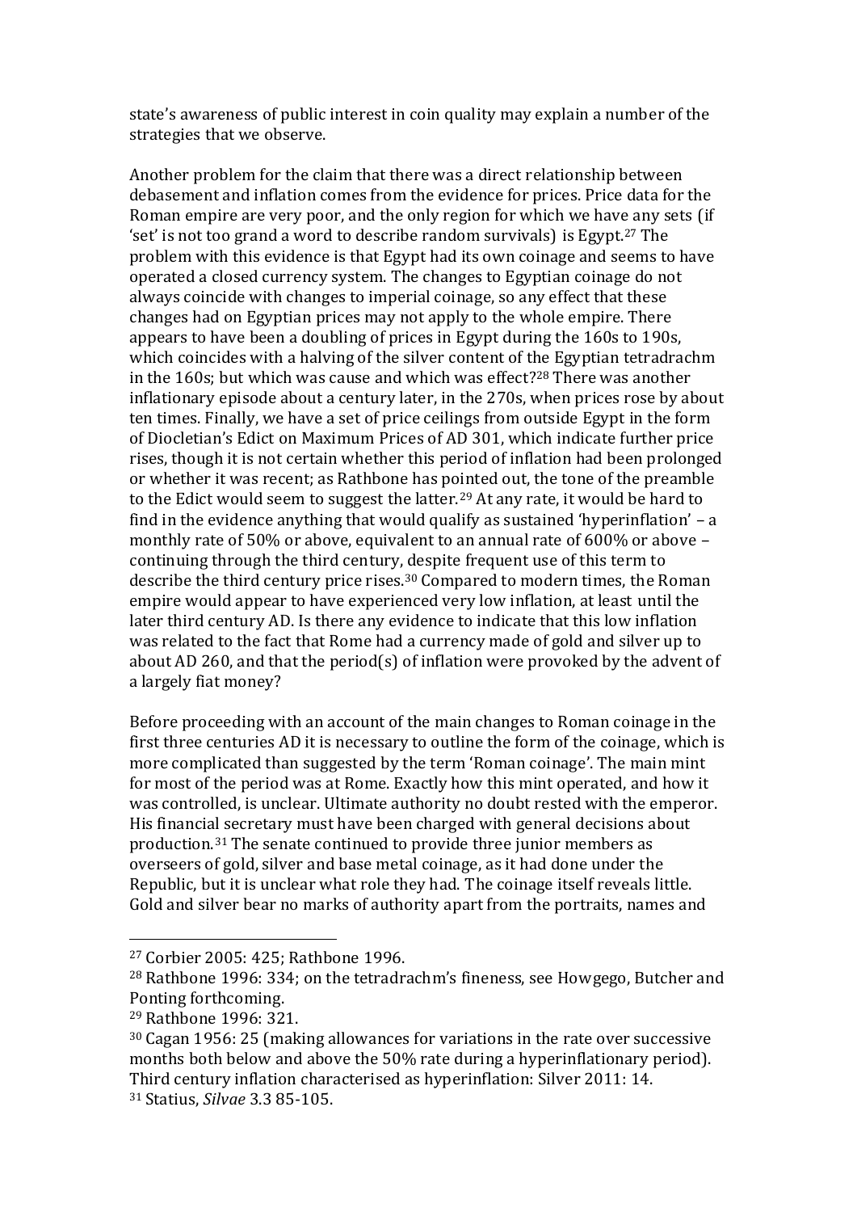state's awareness of public interest in coin quality may explain a number of the strategies that we observe.

Another problem for the claim that there was a direct relationship between debasement and inflation comes from the evidence for prices. Price data for the Roman empire are very poor, and the only region for which we have any sets (if 'set' is not too grand a word to describe random survivals) is Egypt.[27] The problem with this evidence is that Egypt had its own coinage and seems to have operated a closed currency system. The changes to Egyptian coinage do not always coincide with changes to imperial coinage, so any effect that these changes had on Egyptian prices may not apply to the whole empire. There appears to have been a doubling of prices in Egypt during the 160s to 190s, which coincides with a halving of the silver content of the Egyptian tetradrachm in the 160s; but which was cause and which was effect?[28] There was another inflationary episode about a century later, in the 270s, when prices rose by about ten times. Finally, we have a set of price ceilings from outside Egypt in the form of Diocletian's Edict on Maximum Prices of AD 301, which indicate further price rises, though it is not certain whether this period of inflation had been prolonged or whether it was recent; as Rathbone has pointed out, the tone of the preamble to the Edict would seem to suggest the latter.[29] At any rate, it would be hard to find in the evidence anything that would qualify as sustained 'hyperinflation' – a monthly rate of 50% or above, equivalent to an annual rate of 600% or above – continuing through the third century, despite frequent use of this term to describe the third century price rises.[30] Compared to modern times, the Roman empire would appear to have experienced very low inflation, at least until the later third century AD. Is there any evidence to indicate that this low inflation was related to the fact that Rome had a currency made of gold and silver up to about AD 260, and that the period(s) of inflation were provoked by the advent of a largely fiat money?

Before proceeding with an account of the main changes to Roman coinage in the first three centuries AD it is necessary to outline the form of the coinage, which is more complicated than suggested by the term 'Roman coinage'. The main mint for most of the period was at Rome. Exactly how this mint operated, and how it was controlled, is unclear. Ultimate authority no doubt rested with the emperor. His financial secretary must have been charged with general decisions about production.[31] The senate continued to provide three junior members as overseers of gold, silver and base metal coinage, as it had done under the Republic, but it is unclear what role they had. The coinage itself reveals little. Gold and silver bear no marks of authority apart from the portraits, names and

---

[27] Corbier 2005: 425; Rathbone 1996.

[28] Rathbone 1996: 334; on the tetradrachm's fineness, see Howgego, Butcher and Ponting forthcoming.

[29] Rathbone 1996: 321.

[30] Cagan 1956: 25 (making allowances for variations in the rate over successive months both below and above the 50% rate during a hyperinflationary period). Third century inflation characterised as hyperinflation: Silver 2011: 14.

[31] Statius, *Silvae* 3.3 85-105.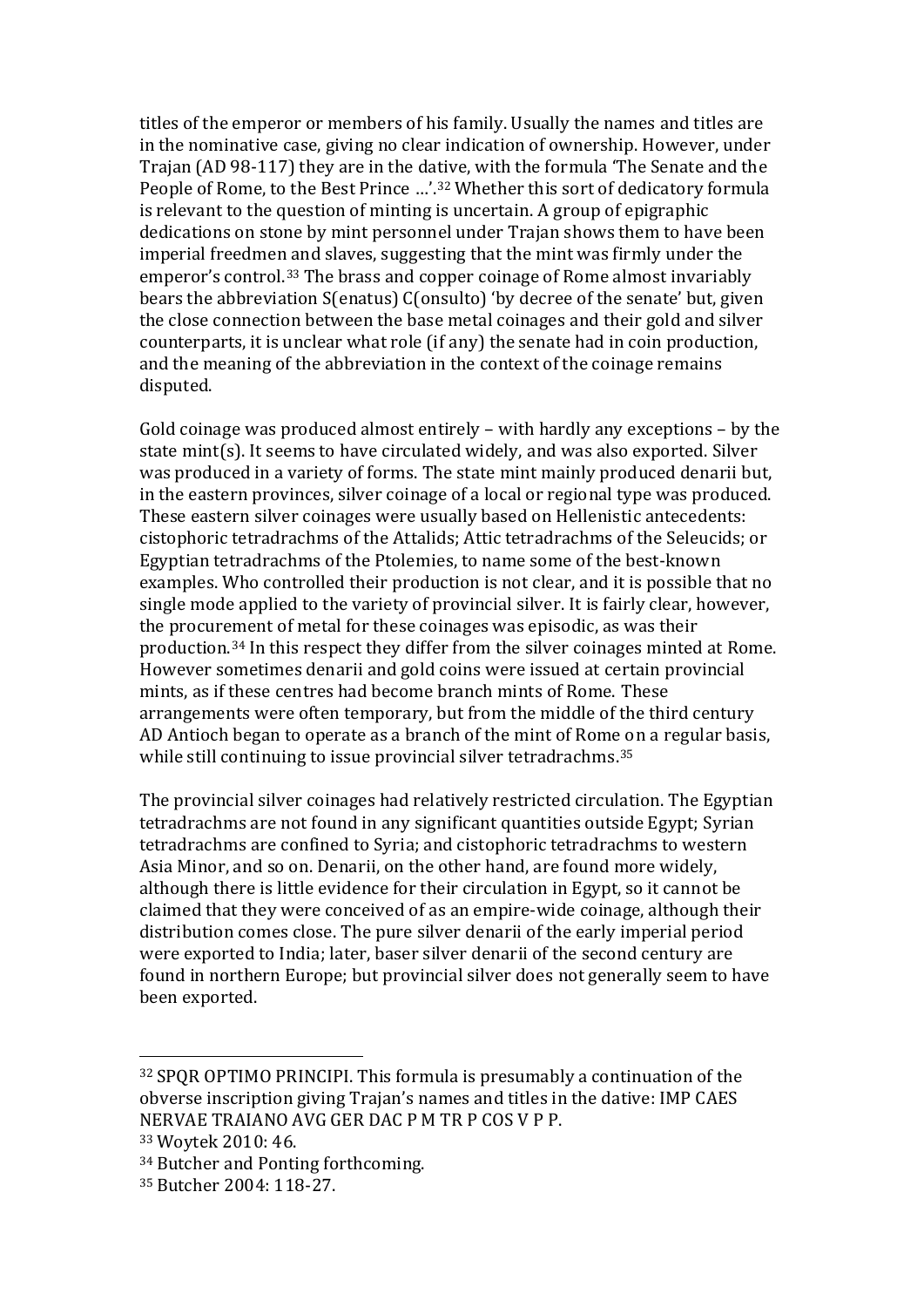titles of the emperor or members of his family. Usually the names and titles are in the nominative case, giving no clear indication of ownership. However, under Trajan (AD 98-117) they are in the dative, with the formula 'The Senate and the People of Rome, to the Best Prince …'.[32] Whether this sort of dedicatory formula is relevant to the question of minting is uncertain. A group of epigraphic dedications on stone by mint personnel under Trajan shows them to have been imperial freedmen and slaves, suggesting that the mint was firmly under the emperor's control.[33] The brass and copper coinage of Rome almost invariably bears the abbreviation S(enatus) C(onsulto) 'by decree of the senate' but, given the close connection between the base metal coinages and their gold and silver counterparts, it is unclear what role (if any) the senate had in coin production, and the meaning of the abbreviation in the context of the coinage remains disputed.

Gold coinage was produced almost entirely – with hardly any exceptions – by the state mint(s). It seems to have circulated widely, and was also exported. Silver was produced in a variety of forms. The state mint mainly produced denarii but, in the eastern provinces, silver coinage of a local or regional type was produced. These eastern silver coinages were usually based on Hellenistic antecedents: cistophoric tetradrachms of the Attalids; Attic tetradrachms of the Seleucids; or Egyptian tetradrachms of the Ptolemies, to name some of the best-known examples. Who controlled their production is not clear, and it is possible that no single mode applied to the variety of provincial silver. It is fairly clear, however, the procurement of metal for these coinages was episodic, as was their production.[34] In this respect they differ from the silver coinages minted at Rome. However sometimes denarii and gold coins were issued at certain provincial mints, as if these centres had become branch mints of Rome. These arrangements were often temporary, but from the middle of the third century AD Antioch began to operate as a branch of the mint of Rome on a regular basis, while still continuing to issue provincial silver tetradrachms.[35]

The provincial silver coinages had relatively restricted circulation. The Egyptian tetradrachms are not found in any significant quantities outside Egypt; Syrian tetradrachms are confined to Syria; and cistophoric tetradrachms to western Asia Minor, and so on. Denarii, on the other hand, are found more widely, although there is little evidence for their circulation in Egypt, so it cannot be claimed that they were conceived of as an empire-wide coinage, although their distribution comes close. The pure silver denarii of the early imperial period were exported to India; later, baser silver denarii of the second century are found in northern Europe; but provincial silver does not generally seem to have been exported.

---

[32] SPQR OPTIMO PRINCIPI. This formula is presumably a continuation of the obverse inscription giving Trajan's names and titles in the dative: IMP CAES NERVAE TRAIANO AVG GER DAC P M TR P COS V P P.

[33] Woytek 2010: 46.

[34] Butcher and Ponting forthcoming.

[35] Butcher 2004: 118-27.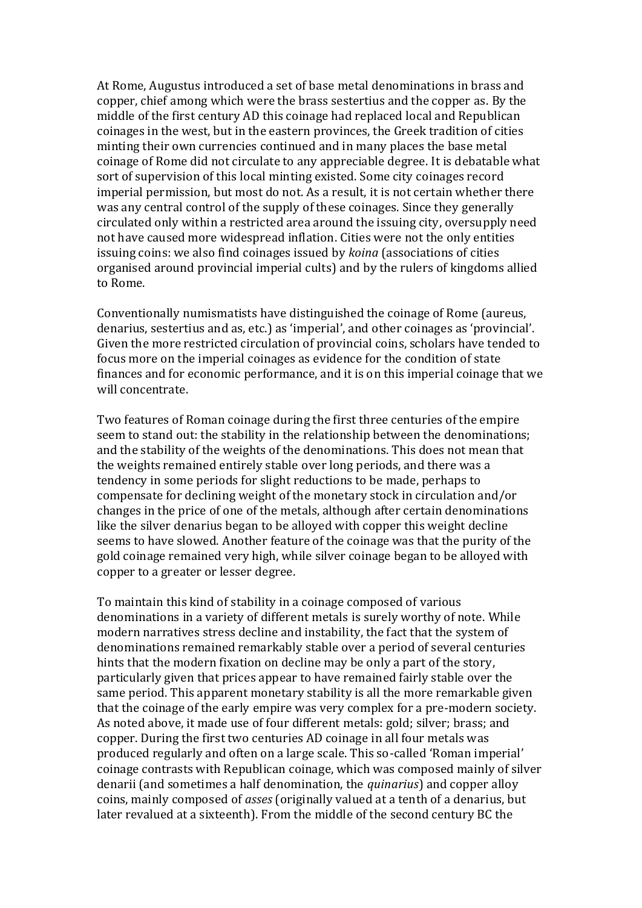At Rome, Augustus introduced a set of base metal denominations in brass and copper, chief among which were the brass sestertius and the copper as. By the middle of the first century AD this coinage had replaced local and Republican coinages in the west, but in the eastern provinces, the Greek tradition of cities minting their own currencies continued and in many places the base metal coinage of Rome did not circulate to any appreciable degree. It is debatable what sort of supervision of this local minting existed. Some city coinages record imperial permission, but most do not. As a result, it is not certain whether there was any central control of the supply of these coinages. Since they generally circulated only within a restricted area around the issuing city, oversupply need not have caused more widespread inflation. Cities were not the only entities issuing coins: we also find coinages issued by *koina* (associations of cities organised around provincial imperial cults) and by the rulers of kingdoms allied to Rome.

Conventionally numismatists have distinguished the coinage of Rome (aureus, denarius, sestertius and as, etc.) as 'imperial', and other coinages as 'provincial'. Given the more restricted circulation of provincial coins, scholars have tended to focus more on the imperial coinages as evidence for the condition of state finances and for economic performance, and it is on this imperial coinage that we will concentrate.

Two features of Roman coinage during the first three centuries of the empire seem to stand out: the stability in the relationship between the denominations; and the stability of the weights of the denominations. This does not mean that the weights remained entirely stable over long periods, and there was a tendency in some periods for slight reductions to be made, perhaps to compensate for declining weight of the monetary stock in circulation and/or changes in the price of one of the metals, although after certain denominations like the silver denarius began to be alloyed with copper this weight decline seems to have slowed. Another feature of the coinage was that the purity of the gold coinage remained very high, while silver coinage began to be alloyed with copper to a greater or lesser degree.

To maintain this kind of stability in a coinage composed of various denominations in a variety of different metals is surely worthy of note. While modern narratives stress decline and instability, the fact that the system of denominations remained remarkably stable over a period of several centuries hints that the modern fixation on decline may be only a part of the story, particularly given that prices appear to have remained fairly stable over the same period. This apparent monetary stability is all the more remarkable given that the coinage of the early empire was very complex for a pre-modern society. As noted above, it made use of four different metals: gold; silver; brass; and copper. During the first two centuries AD coinage in all four metals was produced regularly and often on a large scale. This so-called 'Roman imperial' coinage contrasts with Republican coinage, which was composed mainly of silver denarii (and sometimes a half denomination, the *quinarius*) and copper alloy coins, mainly composed of *asses* (originally valued at a tenth of a denarius, but later revalued at a sixteenth). From the middle of the second century BC the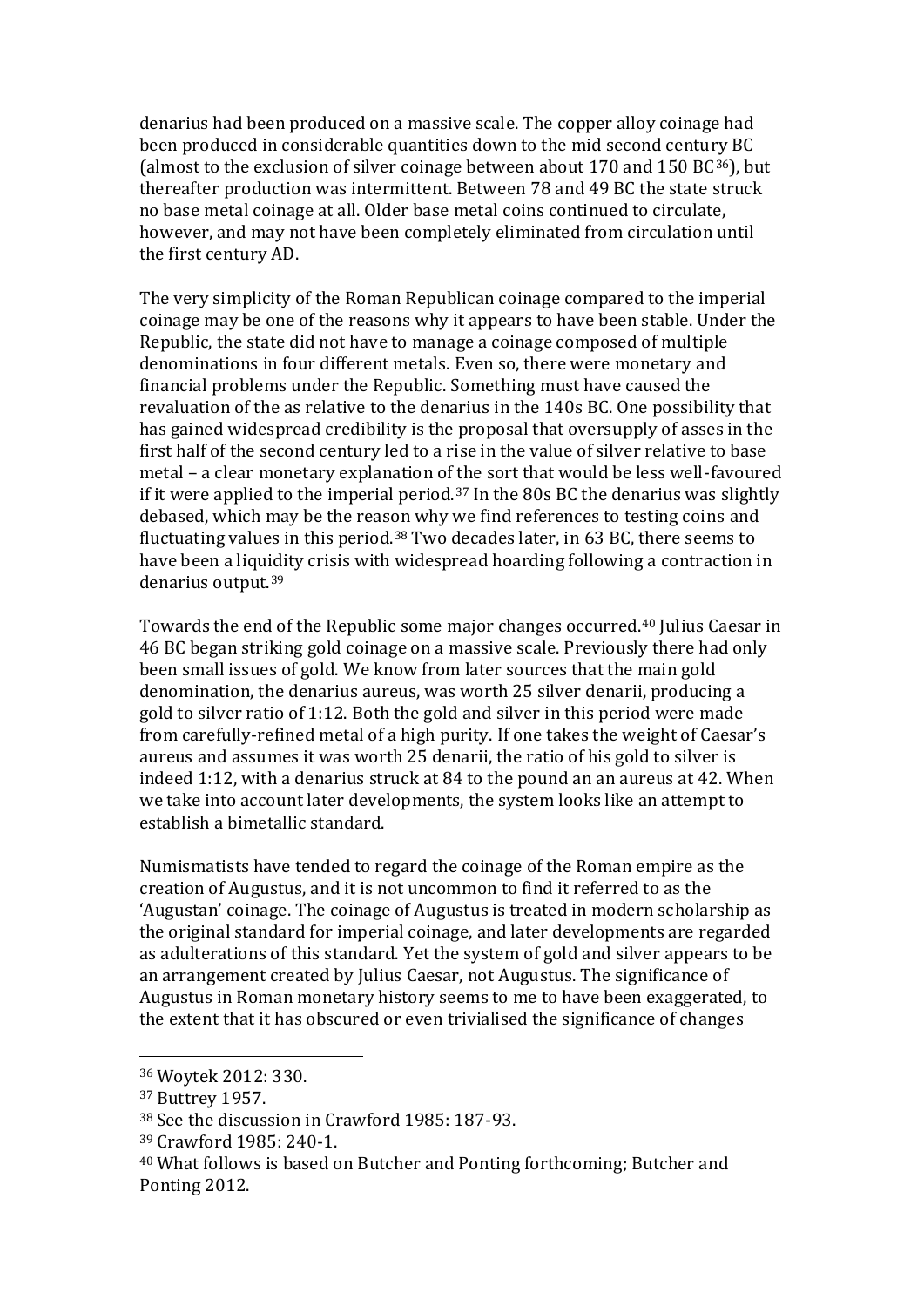denarius had been produced on a massive scale. The copper alloy coinage had been produced in considerable quantities down to the mid second century BC (almost to the exclusion of silver coinage between about 170 and 150 BC[36]), but thereafter production was intermittent. Between 78 and 49 BC the state struck no base metal coinage at all. Older base metal coins continued to circulate, however, and may not have been completely eliminated from circulation until the first century AD.

The very simplicity of the Roman Republican coinage compared to the imperial coinage may be one of the reasons why it appears to have been stable. Under the Republic, the state did not have to manage a coinage composed of multiple denominations in four different metals. Even so, there were monetary and financial problems under the Republic. Something must have caused the revaluation of the as relative to the denarius in the 140s BC. One possibility that has gained widespread credibility is the proposal that oversupply of asses in the first half of the second century led to a rise in the value of silver relative to base metal – a clear monetary explanation of the sort that would be less well-favoured if it were applied to the imperial period.[37] In the 80s BC the denarius was slightly debased, which may be the reason why we find references to testing coins and fluctuating values in this period.[38] Two decades later, in 63 BC, there seems to have been a liquidity crisis with widespread hoarding following a contraction in denarius output.[39]

Towards the end of the Republic some major changes occurred.[40] Julius Caesar in 46 BC began striking gold coinage on a massive scale. Previously there had only been small issues of gold. We know from later sources that the main gold denomination, the denarius aureus, was worth 25 silver denarii, producing a gold to silver ratio of 1:12. Both the gold and silver in this period were made from carefully-refined metal of a high purity. If one takes the weight of Caesar's aureus and assumes it was worth 25 denarii, the ratio of his gold to silver is indeed 1:12, with a denarius struck at 84 to the pound an an aureus at 42. When we take into account later developments, the system looks like an attempt to establish a bimetallic standard.

Numismatists have tended to regard the coinage of the Roman empire as the creation of Augustus, and it is not uncommon to find it referred to as the 'Augustan' coinage. The coinage of Augustus is treated in modern scholarship as the original standard for imperial coinage, and later developments are regarded as adulterations of this standard. Yet the system of gold and silver appears to be an arrangement created by Julius Caesar, not Augustus. The significance of Augustus in Roman monetary history seems to me to have been exaggerated, to the extent that it has obscured or even trivialised the significance of changes

---

[36] Woytek 2012: 330.

[37] Buttrey 1957.

[38] See the discussion in Crawford 1985: 187-93.

[39] Crawford 1985: 240-1.

[40] What follows is based on Butcher and Ponting forthcoming; Butcher and Ponting 2012.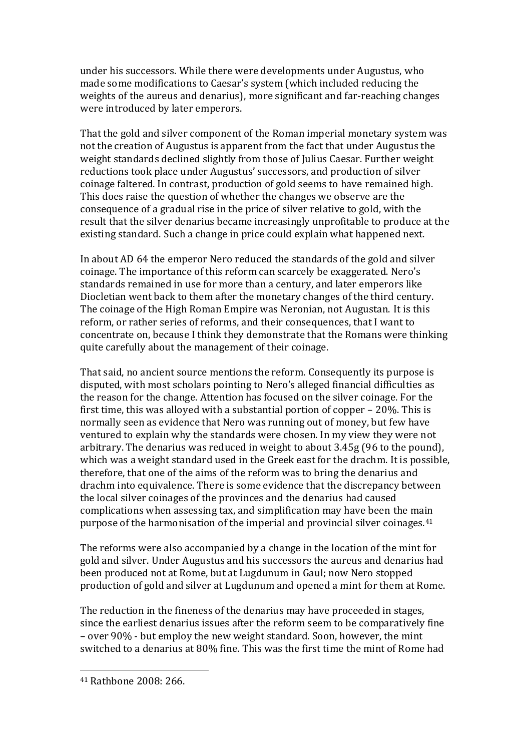under his successors. While there were developments under Augustus, who made some modifications to Caesar's system (which included reducing the weights of the aureus and denarius), more significant and far-reaching changes were introduced by later emperors.

That the gold and silver component of the Roman imperial monetary system was not the creation of Augustus is apparent from the fact that under Augustus the weight standards declined slightly from those of Julius Caesar. Further weight reductions took place under Augustus' successors, and production of silver coinage faltered. In contrast, production of gold seems to have remained high. This does raise the question of whether the changes we observe are the consequence of a gradual rise in the price of silver relative to gold, with the result that the silver denarius became increasingly unprofitable to produce at the existing standard. Such a change in price could explain what happened next.

In about AD 64 the emperor Nero reduced the standards of the gold and silver coinage. The importance of this reform can scarcely be exaggerated. Nero's standards remained in use for more than a century, and later emperors like Diocletian went back to them after the monetary changes of the third century. The coinage of the High Roman Empire was Neronian, not Augustan. It is this reform, or rather series of reforms, and their consequences, that I want to concentrate on, because I think they demonstrate that the Romans were thinking quite carefully about the management of their coinage.

That said, no ancient source mentions the reform. Consequently its purpose is disputed, with most scholars pointing to Nero's alleged financial difficulties as the reason for the change. Attention has focused on the silver coinage. For the first time, this was alloyed with a substantial portion of copper – 20%. This is normally seen as evidence that Nero was running out of money, but few have ventured to explain why the standards were chosen. In my view they were not arbitrary. The denarius was reduced in weight to about 3.45g (96 to the pound), which was a weight standard used in the Greek east for the drachm. It is possible, therefore, that one of the aims of the reform was to bring the denarius and drachm into equivalence. There is some evidence that the discrepancy between the local silver coinages of the provinces and the denarius had caused complications when assessing tax, and simplification may have been the main purpose of the harmonisation of the imperial and provincial silver coinages.[41]

The reforms were also accompanied by a change in the location of the mint for gold and silver. Under Augustus and his successors the aureus and denarius had been produced not at Rome, but at Lugdunum in Gaul; now Nero stopped production of gold and silver at Lugdunum and opened a mint for them at Rome.

The reduction in the fineness of the denarius may have proceeded in stages, since the earliest denarius issues after the reform seem to be comparatively fine – over 90% - but employ the new weight standard. Soon, however, the mint switched to a denarius at 80% fine. This was the first time the mint of Rome had

[41] Rathbone 2008: 266.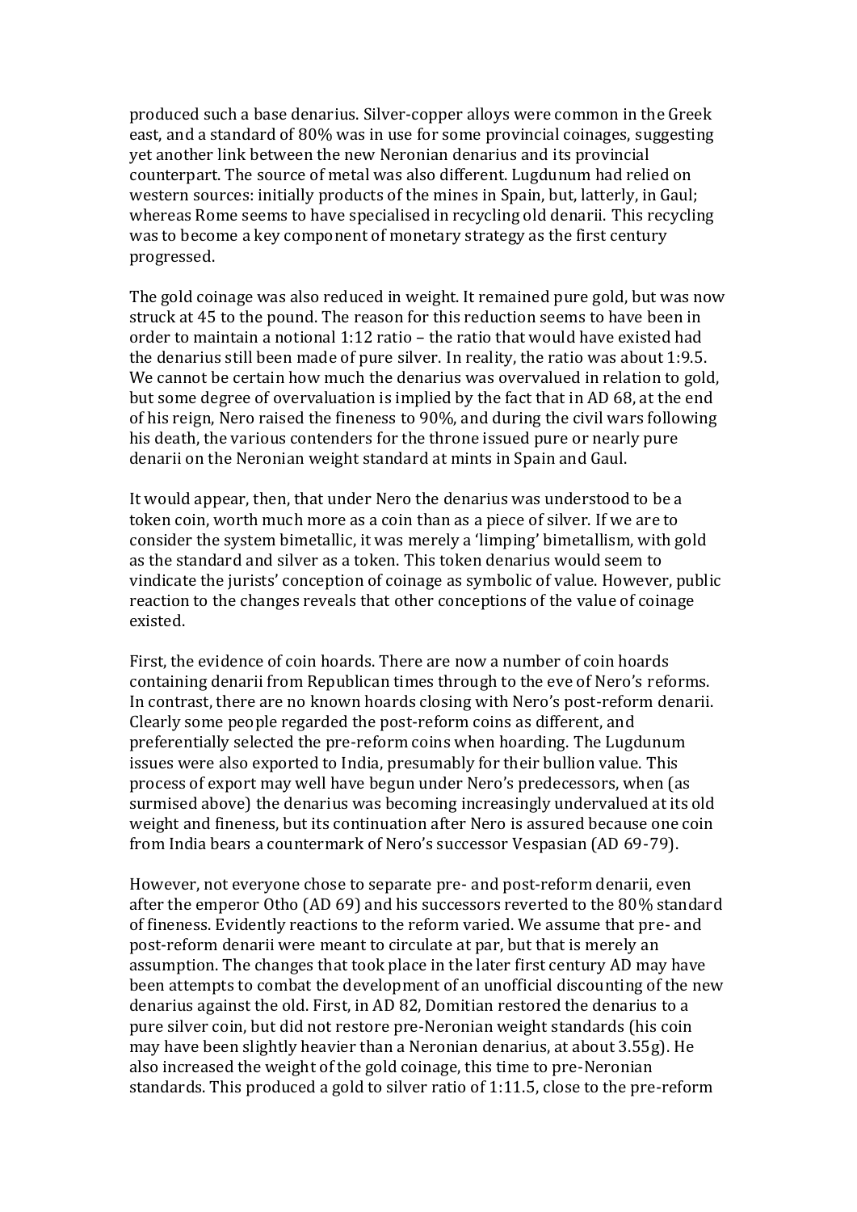produced such a base denarius. Silver-copper alloys were common in the Greek east, and a standard of 80% was in use for some provincial coinages, suggesting yet another link between the new Neronian denarius and its provincial counterpart. The source of metal was also different. Lugdunum had relied on western sources: initially products of the mines in Spain, but, latterly, in Gaul; whereas Rome seems to have specialised in recycling old denarii. This recycling was to become a key component of monetary strategy as the first century progressed.

The gold coinage was also reduced in weight. It remained pure gold, but was now struck at 45 to the pound. The reason for this reduction seems to have been in order to maintain a notional 1:12 ratio – the ratio that would have existed had the denarius still been made of pure silver. In reality, the ratio was about 1:9.5. We cannot be certain how much the denarius was overvalued in relation to gold, but some degree of overvaluation is implied by the fact that in AD 68, at the end of his reign, Nero raised the fineness to 90%, and during the civil wars following his death, the various contenders for the throne issued pure or nearly pure denarii on the Neronian weight standard at mints in Spain and Gaul.

It would appear, then, that under Nero the denarius was understood to be a token coin, worth much more as a coin than as a piece of silver. If we are to consider the system bimetallic, it was merely a 'limping' bimetallism, with gold as the standard and silver as a token. This token denarius would seem to vindicate the jurists' conception of coinage as symbolic of value. However, public reaction to the changes reveals that other conceptions of the value of coinage existed.

First, the evidence of coin hoards. There are now a number of coin hoards containing denarii from Republican times through to the eve of Nero's reforms. In contrast, there are no known hoards closing with Nero's post-reform denarii. Clearly some people regarded the post-reform coins as different, and preferentially selected the pre-reform coins when hoarding. The Lugdunum issues were also exported to India, presumably for their bullion value. This process of export may well have begun under Nero's predecessors, when (as surmised above) the denarius was becoming increasingly undervalued at its old weight and fineness, but its continuation after Nero is assured because one coin from India bears a countermark of Nero's successor Vespasian (AD 69-79).

However, not everyone chose to separate pre- and post-reform denarii, even after the emperor Otho (AD 69) and his successors reverted to the 80% standard of fineness. Evidently reactions to the reform varied. We assume that pre- and post-reform denarii were meant to circulate at par, but that is merely an assumption. The changes that took place in the later first century AD may have been attempts to combat the development of an unofficial discounting of the new denarius against the old. First, in AD 82, Domitian restored the denarius to a pure silver coin, but did not restore pre-Neronian weight standards (his coin may have been slightly heavier than a Neronian denarius, at about 3.55g). He also increased the weight of the gold coinage, this time to pre-Neronian standards. This produced a gold to silver ratio of 1:11.5, close to the pre-reform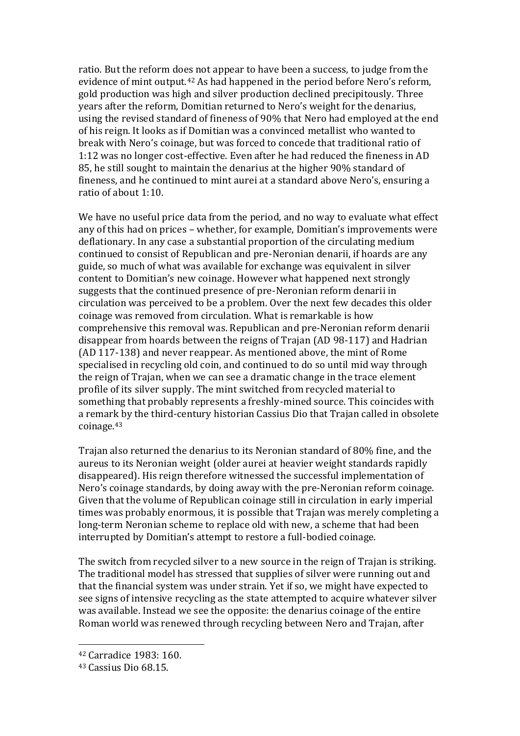ratio. But the reform does not appear to have been a success, to judge from the evidence of mint output.[42] As had happened in the period before Nero's reform, gold production was high and silver production declined precipitously. Three years after the reform, Domitian returned to Nero's weight for the denarius, using the revised standard of fineness of 90% that Nero had employed at the end of his reign. It looks as if Domitian was a convinced metallist who wanted to break with Nero's coinage, but was forced to concede that traditional ratio of 1:12 was no longer cost-effective. Even after he had reduced the fineness in AD 85, he still sought to maintain the denarius at the higher 90% standard of fineness, and he continued to mint aurei at a standard above Nero's, ensuring a ratio of about 1:10.

We have no useful price data from the period, and no way to evaluate what effect any of this had on prices – whether, for example, Domitian's improvements were deflationary. In any case a substantial proportion of the circulating medium continued to consist of Republican and pre-Neronian denarii, if hoards are any guide, so much of what was available for exchange was equivalent in silver content to Domitian's new coinage. However what happened next strongly suggests that the continued presence of pre-Neronian reform denarii in circulation was perceived to be a problem. Over the next few decades this older coinage was removed from circulation. What is remarkable is how comprehensive this removal was. Republican and pre-Neronian reform denarii disappear from hoards between the reigns of Trajan (AD 98-117) and Hadrian (AD 117-138) and never reappear. As mentioned above, the mint of Rome specialised in recycling old coin, and continued to do so until mid way through the reign of Trajan, when we can see a dramatic change in the trace element profile of its silver supply. The mint switched from recycled material to something that probably represents a freshly-mined source. This coincides with a remark by the third-century historian Cassius Dio that Trajan called in obsolete coinage.[43]

Trajan also returned the denarius to its Neronian standard of 80% fine, and the aureus to its Neronian weight (older aurei at heavier weight standards rapidly disappeared). His reign therefore witnessed the successful implementation of Nero's coinage standards, by doing away with the pre-Neronian reform coinage. Given that the volume of Republican coinage still in circulation in early imperial times was probably enormous, it is possible that Trajan was merely completing a long-term Neronian scheme to replace old with new, a scheme that had been interrupted by Domitian's attempt to restore a full-bodied coinage.

The switch from recycled silver to a new source in the reign of Trajan is striking. The traditional model has stressed that supplies of silver were running out and that the financial system was under strain. Yet if so, we might have expected to see signs of intensive recycling as the state attempted to acquire whatever silver was available. Instead we see the opposite: the denarius coinage of the entire Roman world was renewed through recycling between Nero and Trajan, after

[42] Carradice 1983: 160.

[43] Cassius Dio 68.15.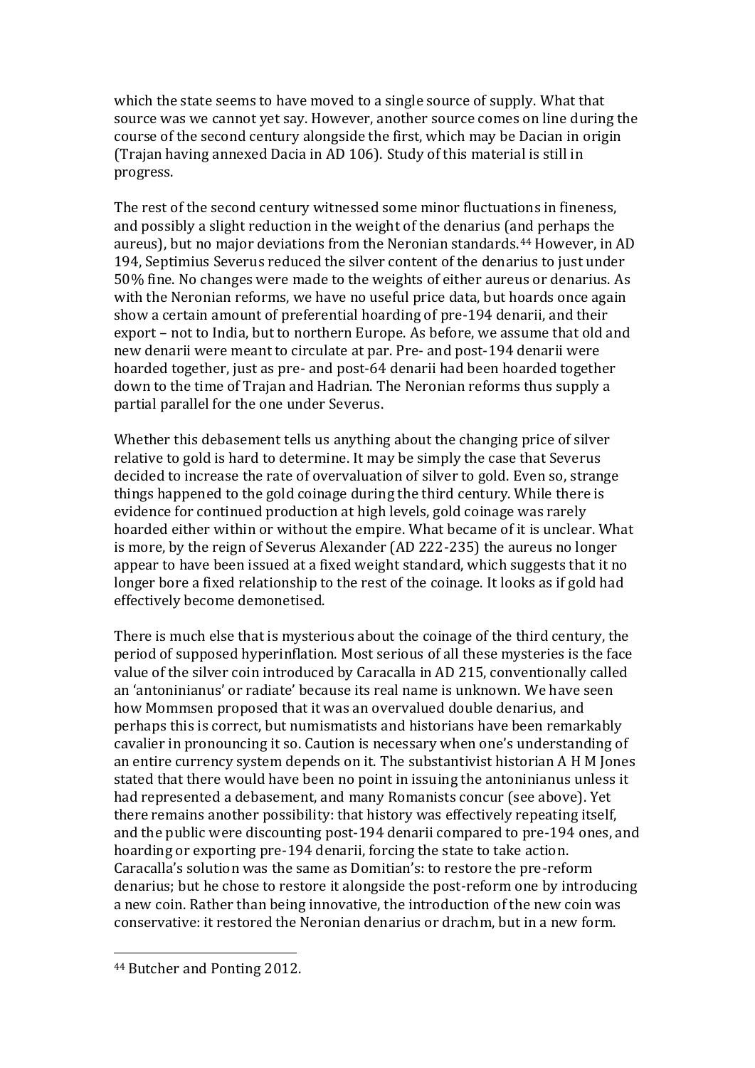which the state seems to have moved to a single source of supply. What that source was we cannot yet say. However, another source comes on line during the course of the second century alongside the first, which may be Dacian in origin (Trajan having annexed Dacia in AD 106). Study of this material is still in progress.

The rest of the second century witnessed some minor fluctuations in fineness, and possibly a slight reduction in the weight of the denarius (and perhaps the aureus), but no major deviations from the Neronian standards.[44] However, in AD 194, Septimius Severus reduced the silver content of the denarius to just under 50% fine. No changes were made to the weights of either aureus or denarius. As with the Neronian reforms, we have no useful price data, but hoards once again show a certain amount of preferential hoarding of pre-194 denarii, and their export – not to India, but to northern Europe. As before, we assume that old and new denarii were meant to circulate at par. Pre- and post-194 denarii were hoarded together, just as pre- and post-64 denarii had been hoarded together down to the time of Trajan and Hadrian. The Neronian reforms thus supply a partial parallel for the one under Severus.

Whether this debasement tells us anything about the changing price of silver relative to gold is hard to determine. It may be simply the case that Severus decided to increase the rate of overvaluation of silver to gold. Even so, strange things happened to the gold coinage during the third century. While there is evidence for continued production at high levels, gold coinage was rarely hoarded either within or without the empire. What became of it is unclear. What is more, by the reign of Severus Alexander (AD 222-235) the aureus no longer appear to have been issued at a fixed weight standard, which suggests that it no longer bore a fixed relationship to the rest of the coinage. It looks as if gold had effectively become demonetised.

There is much else that is mysterious about the coinage of the third century, the period of supposed hyperinflation. Most serious of all these mysteries is the face value of the silver coin introduced by Caracalla in AD 215, conventionally called an 'antoninianus' or radiate' because its real name is unknown. We have seen how Mommsen proposed that it was an overvalued double denarius, and perhaps this is correct, but numismatists and historians have been remarkably cavalier in pronouncing it so. Caution is necessary when one's understanding of an entire currency system depends on it. The substantivist historian A H M Jones stated that there would have been no point in issuing the antoninianus unless it had represented a debasement, and many Romanists concur (see above). Yet there remains another possibility: that history was effectively repeating itself, and the public were discounting post-194 denarii compared to pre-194 ones, and hoarding or exporting pre-194 denarii, forcing the state to take action. Caracalla's solution was the same as Domitian's: to restore the pre-reform denarius; but he chose to restore it alongside the post-reform one by introducing a new coin. Rather than being innovative, the introduction of the new coin was conservative: it restored the Neronian denarius or drachm, but in a new form.

---

[44] Butcher and Ponting 2012.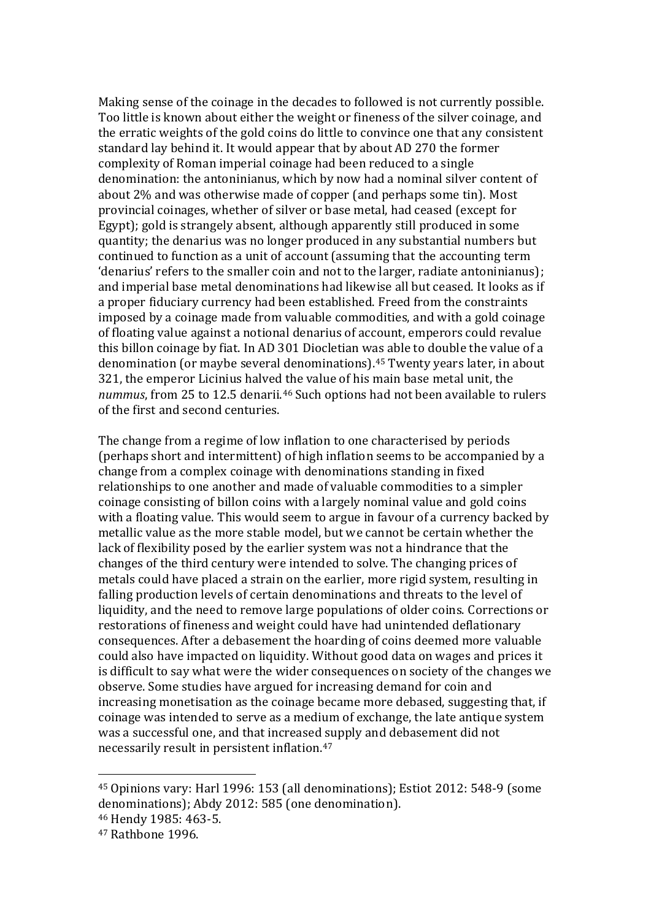Making sense of the coinage in the decades to followed is not currently possible. Too little is known about either the weight or fineness of the silver coinage, and the erratic weights of the gold coins do little to convince one that any consistent standard lay behind it. It would appear that by about AD 270 the former complexity of Roman imperial coinage had been reduced to a single denomination: the antoninianus, which by now had a nominal silver content of about 2% and was otherwise made of copper (and perhaps some tin). Most provincial coinages, whether of silver or base metal, had ceased (except for Egypt); gold is strangely absent, although apparently still produced in some quantity; the denarius was no longer produced in any substantial numbers but continued to function as a unit of account (assuming that the accounting term 'denarius' refers to the smaller coin and not to the larger, radiate antoninianus); and imperial base metal denominations had likewise all but ceased. It looks as if a proper fiduciary currency had been established. Freed from the constraints imposed by a coinage made from valuable commodities, and with a gold coinage of floating value against a notional denarius of account, emperors could revalue this billon coinage by fiat. In AD 301 Diocletian was able to double the value of a denomination (or maybe several denominations).[45] Twenty years later, in about 321, the emperor Licinius halved the value of his main base metal unit, the *nummus*, from 25 to 12.5 denarii.[46] Such options had not been available to rulers of the first and second centuries.

The change from a regime of low inflation to one characterised by periods (perhaps short and intermittent) of high inflation seems to be accompanied by a change from a complex coinage with denominations standing in fixed relationships to one another and made of valuable commodities to a simpler coinage consisting of billon coins with a largely nominal value and gold coins with a floating value. This would seem to argue in favour of a currency backed by metallic value as the more stable model, but we cannot be certain whether the lack of flexibility posed by the earlier system was not a hindrance that the changes of the third century were intended to solve. The changing prices of metals could have placed a strain on the earlier, more rigid system, resulting in falling production levels of certain denominations and threats to the level of liquidity, and the need to remove large populations of older coins. Corrections or restorations of fineness and weight could have had unintended deflationary consequences. After a debasement the hoarding of coins deemed more valuable could also have impacted on liquidity. Without good data on wages and prices it is difficult to say what were the wider consequences on society of the changes we observe. Some studies have argued for increasing demand for coin and increasing monetisation as the coinage became more debased, suggesting that, if coinage was intended to serve as a medium of exchange, the late antique system was a successful one, and that increased supply and debasement did not necessarily result in persistent inflation.[47]

---

[45] Opinions vary: Harl 1996: 153 (all denominations); Estiot 2012: 548-9 (some denominations); Abdy 2012: 585 (one denomination).

[46] Hendy 1985: 463-5.

[47] Rathbone 1996.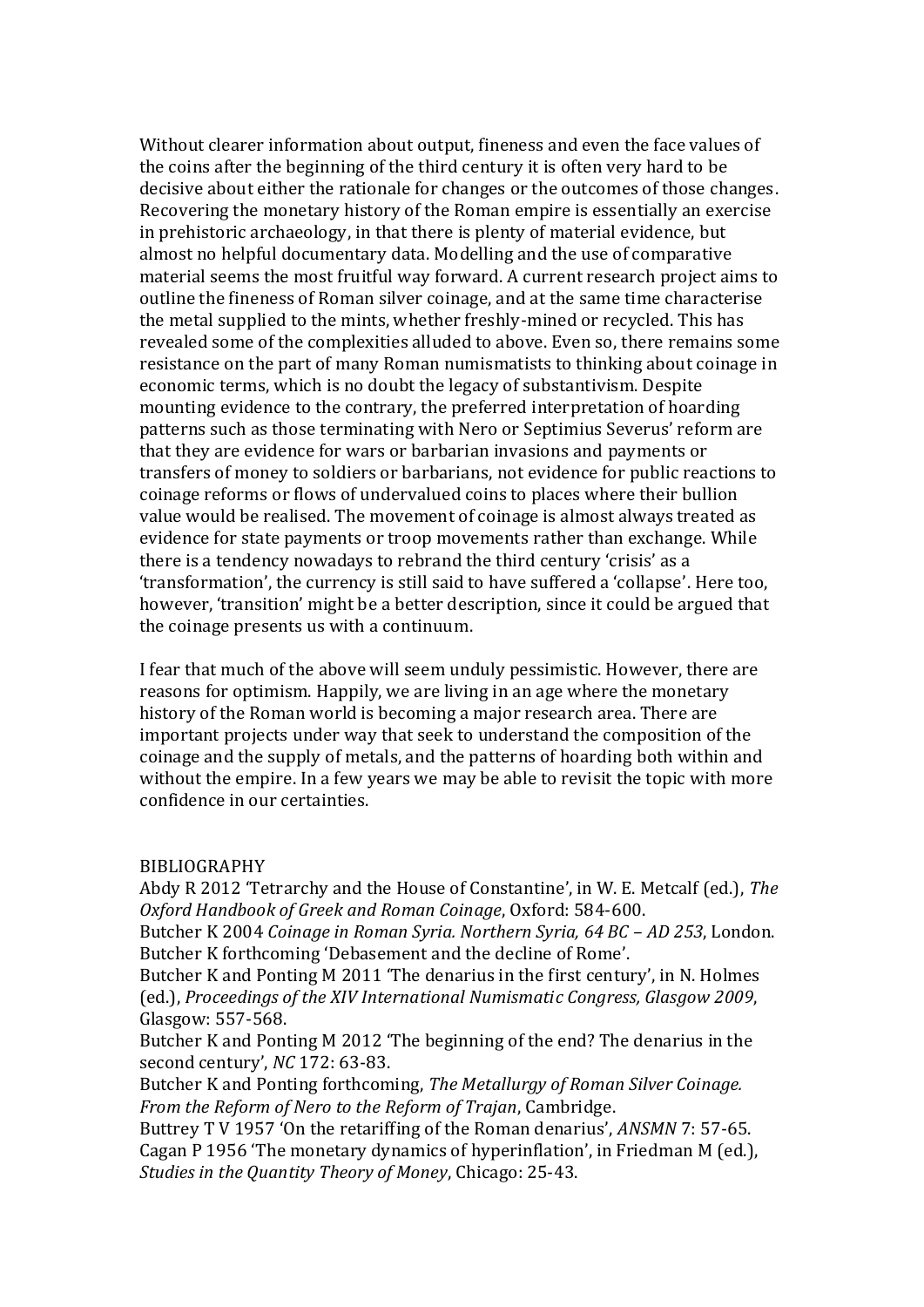Without clearer information about output, fineness and even the face values of the coins after the beginning of the third century it is often very hard to be decisive about either the rationale for changes or the outcomes of those changes. Recovering the monetary history of the Roman empire is essentially an exercise in prehistoric archaeology, in that there is plenty of material evidence, but almost no helpful documentary data. Modelling and the use of comparative material seems the most fruitful way forward. A current research project aims to outline the fineness of Roman silver coinage, and at the same time characterise the metal supplied to the mints, whether freshly-mined or recycled. This has revealed some of the complexities alluded to above. Even so, there remains some resistance on the part of many Roman numismatists to thinking about coinage in economic terms, which is no doubt the legacy of substantivism. Despite mounting evidence to the contrary, the preferred interpretation of hoarding patterns such as those terminating with Nero or Septimius Severus' reform are that they are evidence for wars or barbarian invasions and payments or transfers of money to soldiers or barbarians, not evidence for public reactions to coinage reforms or flows of undervalued coins to places where their bullion value would be realised. The movement of coinage is almost always treated as evidence for state payments or troop movements rather than exchange. While there is a tendency nowadays to rebrand the third century 'crisis' as a 'transformation', the currency is still said to have suffered a 'collapse'. Here too, however, 'transition' might be a better description, since it could be argued that the coinage presents us with a continuum.

I fear that much of the above will seem unduly pessimistic. However, there are reasons for optimism. Happily, we are living in an age where the monetary history of the Roman world is becoming a major research area. There are important projects under way that seek to understand the composition of the coinage and the supply of metals, and the patterns of hoarding both within and without the empire. In a few years we may be able to revisit the topic with more confidence in our certainties.

## BIBLIOGRAPHY

Abdy R 2012 'Tetrarchy and the House of Constantine', in W. E. Metcalf (ed.), *The Oxford Handbook of Greek and Roman Coinage*, Oxford: 584-600.

Butcher K 2004 *Coinage in Roman Syria. Northern Syria, 64 BC – AD 253*, London.

Butcher K forthcoming 'Debasement and the decline of Rome'.

Butcher K and Ponting M 2011 'The denarius in the first century', in N. Holmes (ed.), *Proceedings of the XIV International Numismatic Congress, Glasgow 2009*, Glasgow: 557-568.

Butcher K and Ponting M 2012 'The beginning of the end? The denarius in the second century', *NC* 172: 63-83.

Butcher K and Ponting forthcoming, *The Metallurgy of Roman Silver Coinage. From the Reform of Nero to the Reform of Trajan*, Cambridge.

Buttrey T V 1957 'On the retariffing of the Roman denarius', *ANSMN* 7: 57-65.

Cagan P 1956 'The monetary dynamics of hyperinflation', in Friedman M (ed.), *Studies in the Quantity Theory of Money*, Chicago: 25-43.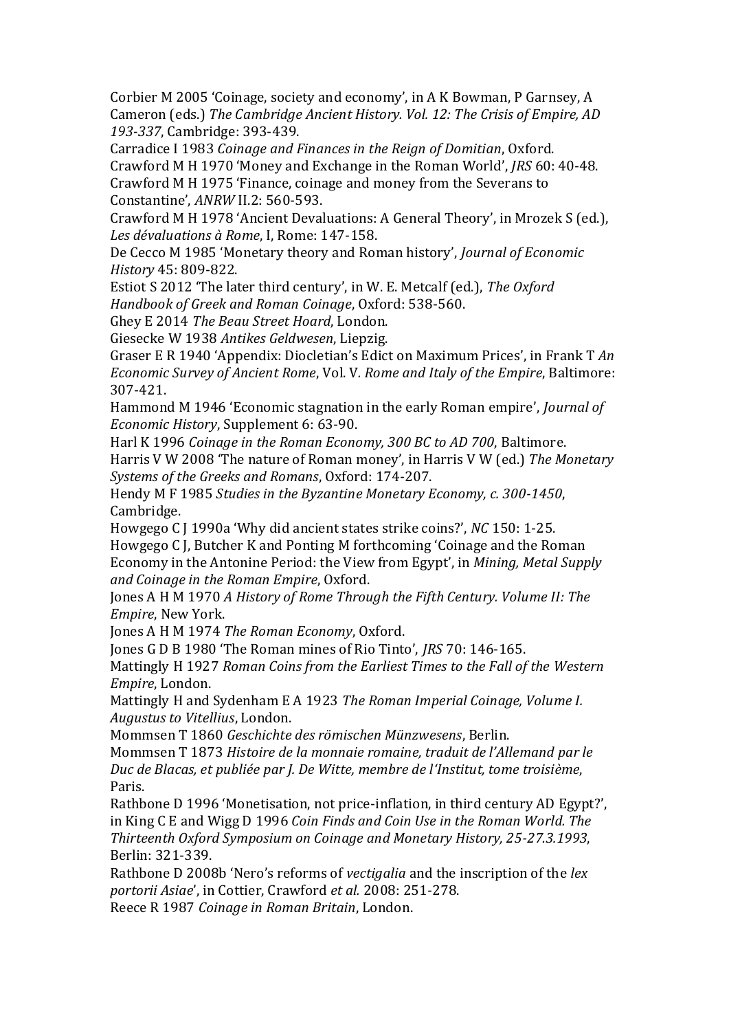Corbier M 2005 'Coinage, society and economy', in A K Bowman, P Garnsey, A Cameron (eds.) *The Cambridge Ancient History. Vol. 12: The Crisis of Empire, AD 193-337*, Cambridge: 393-439.

Carradice I 1983 *Coinage and Finances in the Reign of Domitian*, Oxford.

Crawford M H 1970 'Money and Exchange in the Roman World', *JRS* 60: 40-48.

Crawford M H 1975 'Finance, coinage and money from the Severans to Constantine', *ANRW* II.2: 560-593.

Crawford M H 1978 'Ancient Devaluations: A General Theory', in Mrozek S (ed.), *Les dévaluations à Rome*, I, Rome: 147-158.

De Cecco M 1985 'Monetary theory and Roman history', *Journal of Economic History* 45: 809-822.

Estiot S 2012 'The later third century', in W. E. Metcalf (ed.), *The Oxford Handbook of Greek and Roman Coinage*, Oxford: 538-560.

Ghey E 2014 *The Beau Street Hoard*, London.

Giesecke W 1938 *Antikes Geldwesen*, Liepzig.

Graser E R 1940 'Appendix: Diocletian's Edict on Maximum Prices', in Frank T *An Economic Survey of Ancient Rome*, Vol. V. *Rome and Italy of the Empire*, Baltimore: 307-421.

Hammond M 1946 'Economic stagnation in the early Roman empire', *Journal of Economic History*, Supplement 6: 63-90.

Harl K 1996 *Coinage in the Roman Economy, 300 BC to AD 700*, Baltimore.

Harris V W 2008 'The nature of Roman money', in Harris V W (ed.) *The Monetary Systems of the Greeks and Romans*, Oxford: 174-207.

Hendy M F 1985 *Studies in the Byzantine Monetary Economy, c. 300-1450*, Cambridge.

Howgego C J 1990a 'Why did ancient states strike coins?', *NC* 150: 1-25.

Howgego C J, Butcher K and Ponting M forthcoming 'Coinage and the Roman Economy in the Antonine Period: the View from Egypt', in *Mining, Metal Supply and Coinage in the Roman Empire*, Oxford.

Jones A H M 1970 *A History of Rome Through the Fifth Century. Volume II: The Empire*, New York.

Jones A H M 1974 *The Roman Economy*, Oxford.

Jones G D B 1980 'The Roman mines of Rio Tinto', *JRS* 70: 146-165.

Mattingly H 1927 *Roman Coins from the Earliest Times to the Fall of the Western Empire*, London.

Mattingly H and Sydenham E A 1923 *The Roman Imperial Coinage, Volume I. Augustus to Vitellius*, London.

Mommsen T 1860 *Geschichte des römischen Münzwesens*, Berlin.

Mommsen T 1873 *Histoire de la monnaie romaine, traduit de l'Allemand par le Duc de Blacas, et publiée par J. De Witte, membre de l'Institut, tome troisième*, Paris.

Rathbone D 1996 'Monetisation, not price-inflation, in third century AD Egypt?', in King C E and Wigg D 1996 *Coin Finds and Coin Use in the Roman World. The Thirteenth Oxford Symposium on Coinage and Monetary History, 25-27.3.1993*, Berlin: 321-339.

Rathbone D 2008b 'Nero's reforms of *vectigalia* and the inscription of the *lex portorii Asiae*', in Cottier, Crawford *et al.* 2008: 251-278.

Reece R 1987 *Coinage in Roman Britain*, London.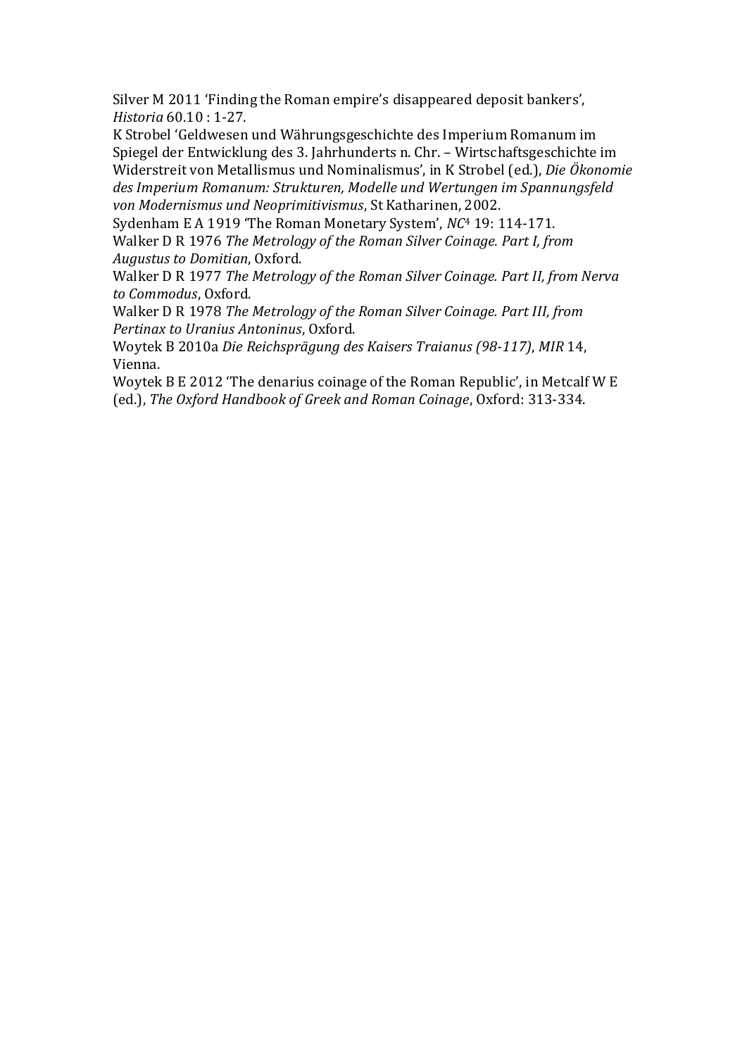Silver M 2011 'Finding the Roman empire's disappeared deposit bankers', *Historia* 60.10 : 1-27.

K Strobel 'Geldwesen und Währungsgeschichte des Imperium Romanum im Spiegel der Entwicklung des 3. Jahrhunderts n. Chr. – Wirtschaftsgeschichte im Widerstreit von Metallismus und Nominalismus', in K Strobel (ed.), *Die Ökonomie des Imperium Romanum: Strukturen, Modelle und Wertungen im Spannungsfeld von Modernismus und Neoprimitivismus*, St Katharinen, 2002.

Sydenham E A 1919 'The Roman Monetary System', *NC*[4] 19: 114-171.

Walker D R 1976 *The Metrology of the Roman Silver Coinage. Part I, from Augustus to Domitian*, Oxford.

Walker D R 1977 *The Metrology of the Roman Silver Coinage. Part II, from Nerva to Commodus*, Oxford.

Walker D R 1978 *The Metrology of the Roman Silver Coinage. Part III, from Pertinax to Uranius Antoninus*, Oxford.

Woytek B 2010a *Die Reichsprägung des Kaisers Traianus (98-117)*, *MIR* 14, Vienna.

Woytek B E 2012 'The denarius coinage of the Roman Republic', in Metcalf W E (ed.), *The Oxford Handbook of Greek and Roman Coinage*, Oxford: 313-334.